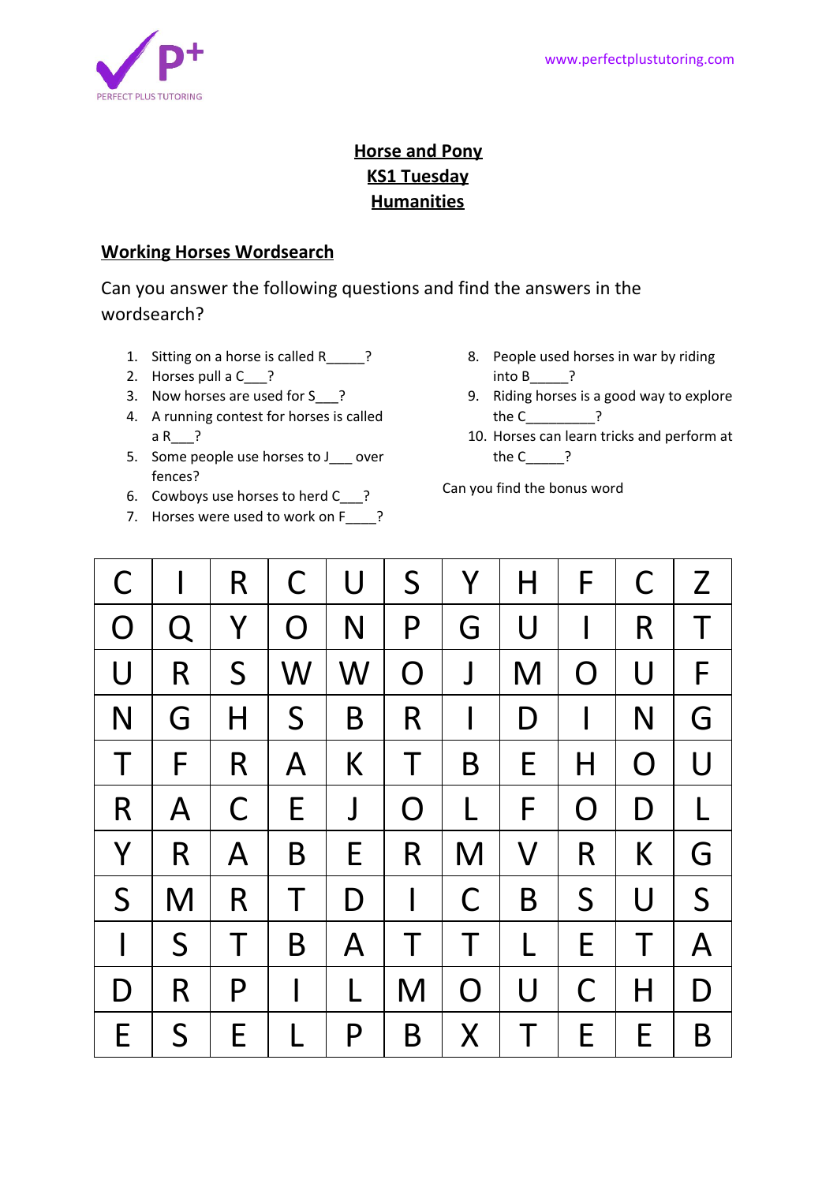# Horse and Pony
## KS1 Tuesday
## Humanities

### Working Horses Wordsearch

Can you answer the following questions and find the answers in the wordsearch?

1. Sitting on a horse is called R_____?
2. Horses pull a C___?
3. Now horses are used for S___?
4. A running contest for horses is called a R___?
5. Some people use horses to J___ over fences?
6. Cowboys use horses to herd C___?
7. Horses were used to work on F____?
8. People used horses in war by riding into B_____?
9. Riding horses is a good way to explore the C_________?
10. Horses can learn tricks and perform at the C_____?

Can you find the bonus word

| | | | | | | | | | | |
|---|---|---|---|---|---|---|---|---|---|---|
| C | I | R | C | U | S | Y | H | F | C | Z |
| O | Q | Y | O | N | P | G | U | I | R | T |
| U | R | S | W | W | O | J | M | O | U | F |
| N | G | H | S | B | R | I | D | I | N | G |
| T | F | R | A | K | T | B | E | H | O | U |
| R | A | C | E | J | O | L | F | O | D | L |
| Y | R | A | B | E | R | M | V | R | K | G |
| S | M | R | T | D | I | C | B | S | U | S |
| I | S | T | B | A | T | T | L | E | T | A |
| D | R | P | I | L | M | O | U | C | H | D |
| E | S | E | L | P | B | X | T | E | E | B |